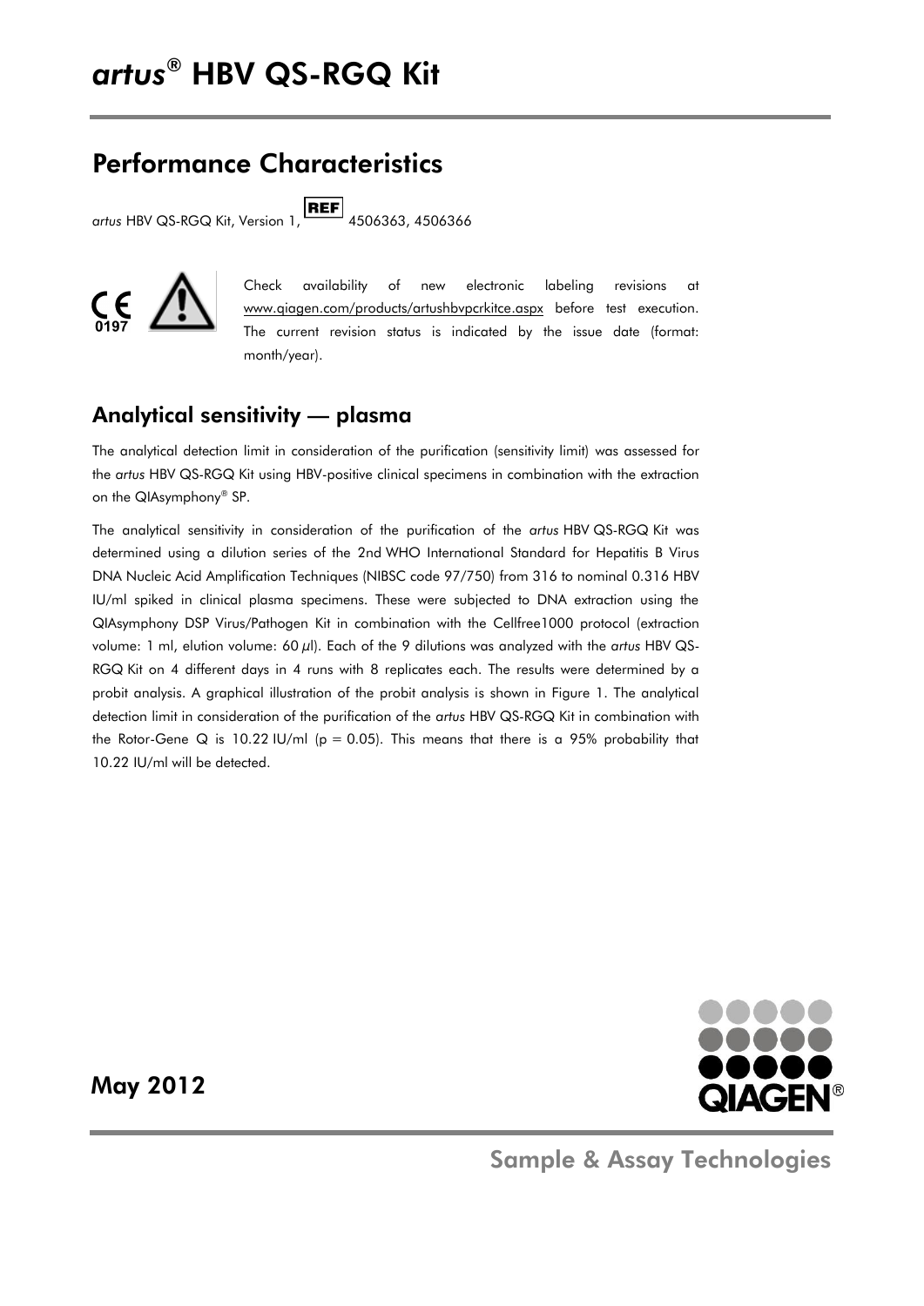# *artus*® HBV QS-RGQ Kit

## Performance Characteristics

*artus* HBV QS-RGQ Kit, Version 1, REF 4506363, 4506366

Check availability of new electronic labeling revisions at www.qiagen.com/products/artushbvpcrkitce.aspx before test execution. The current revision status is indicated by the issue date (format: month/year).

### Analytical sensitivity — plasma

The analytical detection limit in consideration of the purification (sensitivity limit) was assessed for the *artus* HBV QS-RGQ Kit using HBV-positive clinical specimens in combination with the extraction on the QIAsymphony® SP.

The analytical sensitivity in consideration of the purification of the *artus* HBV QS-RGQ Kit was determined using a dilution series of the 2nd WHO International Standard for Hepatitis B Virus DNA Nucleic Acid Amplification Techniques (NIBSC code 97/750) from 316 to nominal 0.316 HBV IU/ml spiked in clinical plasma specimens. These were subjected to DNA extraction using the QIAsymphony DSP Virus/Pathogen Kit in combination with the Cellfree1000 protocol (extraction volume: 1 ml, elution volume: 60 µl). Each of the 9 dilutions was analyzed with the *artus* HBV QS-RGQ Kit on 4 different days in 4 runs with 8 replicates each. The results were determined by a probit analysis. A graphical illustration of the probit analysis is shown in Figure 1. The analytical detection limit in consideration of the purification of the *artus* HBV QS-RGQ Kit in combination with the Rotor-Gene Q is 10.22 IU/ml ($p = 0.05$). This means that there is a 95% probability that 10.22 IU/ml will be detected.

May 2012

Sample & Assay Technologies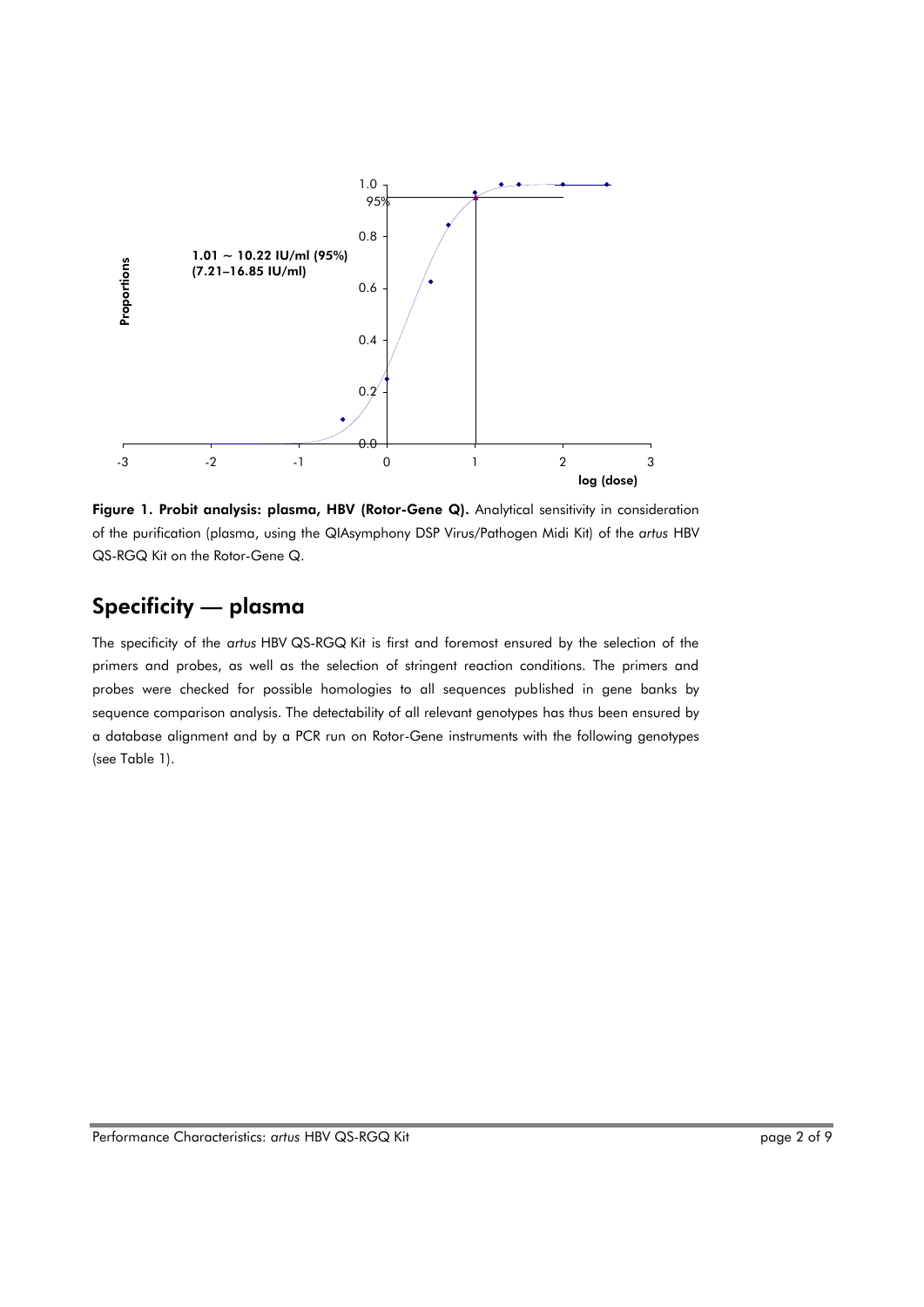**Figure 1. Probit analysis: plasma, HBV (Rotor-Gene Q).** Analytical sensitivity in consideration of the purification (plasma, using the QIAsymphony DSP Virus/Pathogen Midi Kit) of the *artus* HBV QS-RGQ Kit on the Rotor-Gene Q.

## Specificity — plasma

The specificity of the *artus* HBV QS-RGQ Kit is first and foremost ensured by the selection of the primers and probes, as well as the selection of stringent reaction conditions. The primers and probes were checked for possible homologies to all sequences published in gene banks by sequence comparison analysis. The detectability of all relevant genotypes has thus been ensured by a database alignment and by a PCR run on Rotor-Gene instruments with the following genotypes (see Table 1).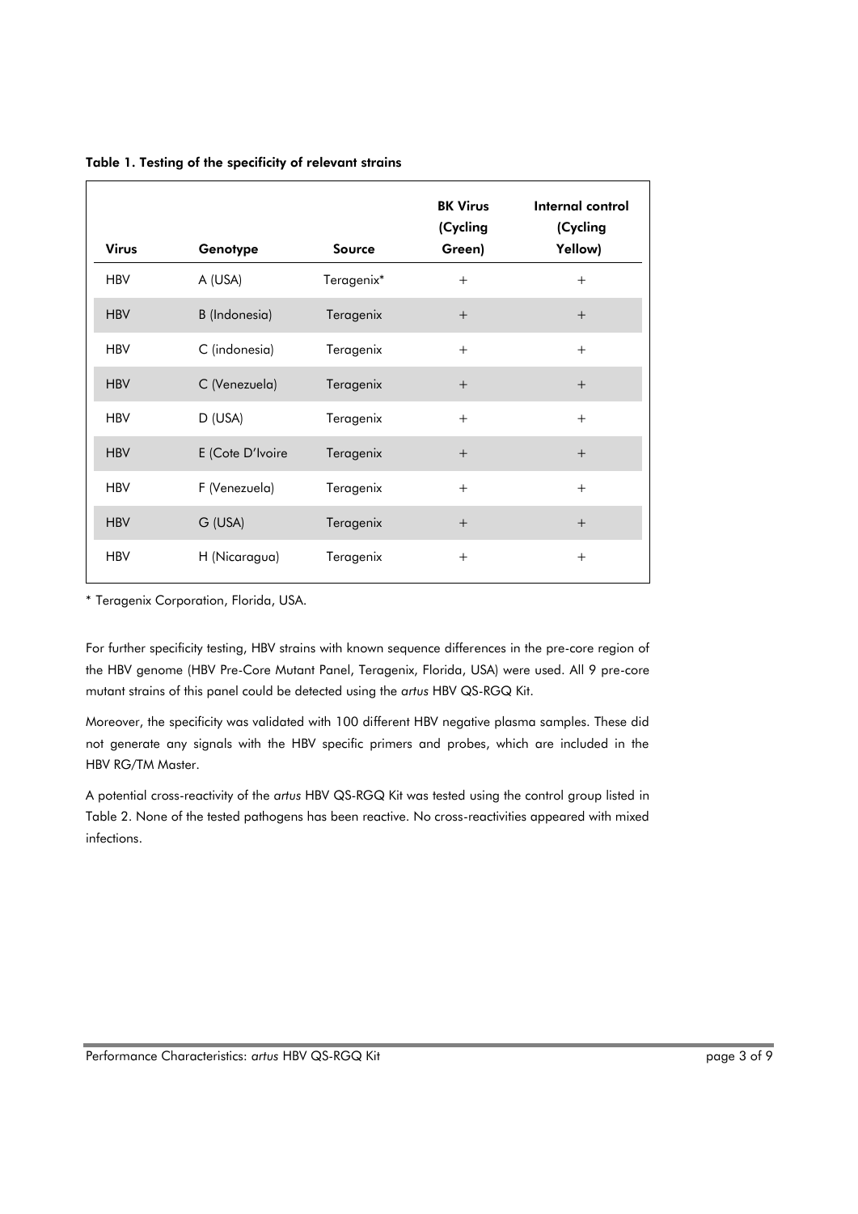**Table 1. Testing of the specificity of relevant strains**

| Virus | Genotype | Source | BK Virus (Cycling Green) | Internal control (Cycling Yellow) |
|---|---|---|---|---|
| HBV | A (USA) | Teragenix* | + | + |
| HBV | B (Indonesia) | Teragenix | + | + |
| HBV | C (indonesia) | Teragenix | + | + |
| HBV | C (Venezuela) | Teragenix | + | + |
| HBV | D (USA) | Teragenix | + | + |
| HBV | E (Cote D'Ivoire | Teragenix | + | + |
| HBV | F (Venezuela) | Teragenix | + | + |
| HBV | G (USA) | Teragenix | + | + |
| HBV | H (Nicaragua) | Teragenix | + | + |

\* Teragenix Corporation, Florida, USA.

For further specificity testing, HBV strains with known sequence differences in the pre-core region of the HBV genome (HBV Pre-Core Mutant Panel, Teragenix, Florida, USA) were used. All 9 pre-core mutant strains of this panel could be detected using the *artus* HBV QS-RGQ Kit.

Moreover, the specificity was validated with 100 different HBV negative plasma samples. These did not generate any signals with the HBV specific primers and probes, which are included in the HBV RG/TM Master.

A potential cross-reactivity of the *artus* HBV QS-RGQ Kit was tested using the control group listed in Table 2. None of the tested pathogens has been reactive. No cross-reactivities appeared with mixed infections.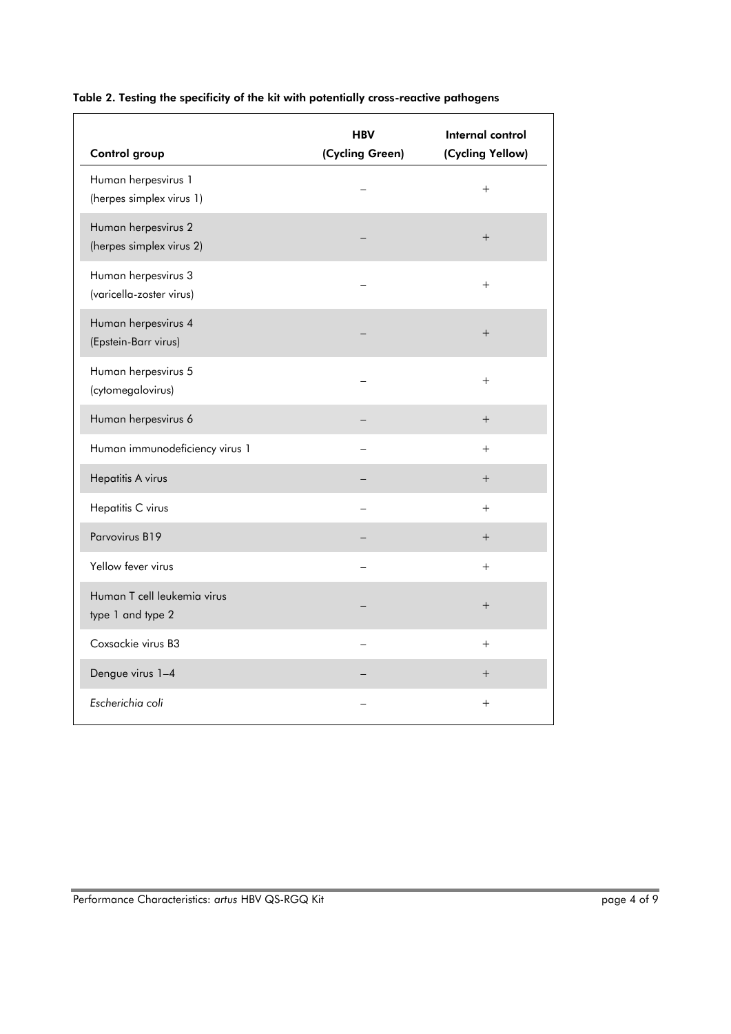**Table 2. Testing the specificity of the kit with potentially cross-reactive pathogens**

| Control group | HBV (Cycling Green) | Internal control (Cycling Yellow) |
|---|---|---|
| Human herpesvirus 1 (herpes simplex virus 1) | – | + |
| Human herpesvirus 2 (herpes simplex virus 2) | – | + |
| Human herpesvirus 3 (varicella-zoster virus) | – | + |
| Human herpesvirus 4 (Epstein-Barr virus) | – | + |
| Human herpesvirus 5 (cytomegalovirus) | – | + |
| Human herpesvirus 6 | – | + |
| Human immunodeficiency virus 1 | – | + |
| Hepatitis A virus | – | + |
| Hepatitis C virus | – | + |
| Parvovirus B19 | – | + |
| Yellow fever virus | – | + |
| Human T cell leukemia virus type 1 and type 2 | – | + |
| Coxsackie virus B3 | – | + |
| Dengue virus 1–4 | – | + |
| *Escherichia coli* | – | + |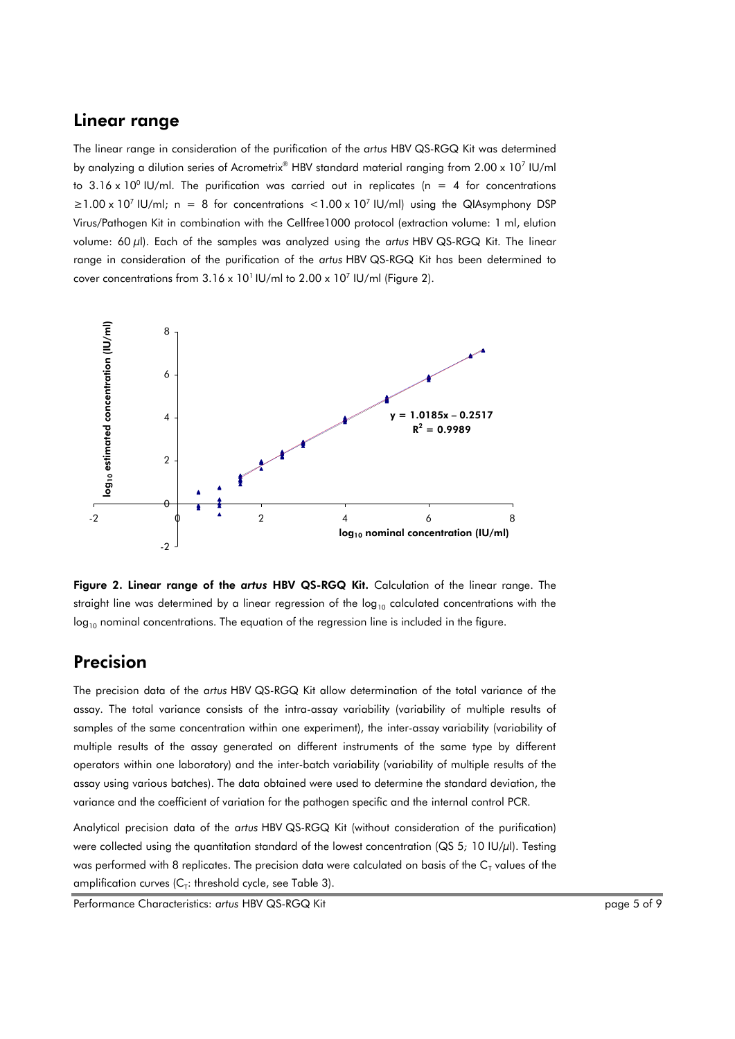## Linear range

The linear range in consideration of the purification of the *artus* HBV QS-RGQ Kit was determined by analyzing a dilution series of Acrometrix® HBV standard material ranging from $2.00 \times 10^7$ IU/ml to $3.16 \times 10^0$ IU/ml. The purification was carried out in replicates (n = 4 for concentrations $\geq 1.00 \times 10^7$ IU/ml; n = 8 for concentrations $< 1.00 \times 10^7$ IU/ml) using the QIAsymphony DSP Virus/Pathogen Kit in combination with the Cellfree1000 protocol (extraction volume: 1 ml, elution volume: 60 µl). Each of the samples was analyzed using the *artus* HBV QS-RGQ Kit. The linear range in consideration of the purification of the *artus* HBV QS-RGQ Kit has been determined to cover concentrations from $3.16 \times 10^1$ IU/ml to $2.00 \times 10^7$ IU/ml (Figure 2).

**Figure 2. Linear range of the *artus* HBV QS-RGQ Kit.** Calculation of the linear range. The straight line was determined by a linear regression of the $\log_{10}$ calculated concentrations with the $\log_{10}$ nominal concentrations. The equation of the regression line is included in the figure.

## Precision

The precision data of the *artus* HBV QS-RGQ Kit allow determination of the total variance of the assay. The total variance consists of the intra-assay variability (variability of multiple results of samples of the same concentration within one experiment), the inter-assay variability (variability of multiple results of the assay generated on different instruments of the same type by different operators within one laboratory) and the inter-batch variability (variability of multiple results of the assay using various batches). The data obtained were used to determine the standard deviation, the variance and the coefficient of variation for the pathogen specific and the internal control PCR.

Analytical precision data of the *artus* HBV QS-RGQ Kit (without consideration of the purification) were collected using the quantitation standard of the lowest concentration (QS 5; 10 IU/µl). Testing was performed with 8 replicates. The precision data were calculated on basis of the $C_T$ values of the amplification curves ($C_T$: threshold cycle, see Table 3).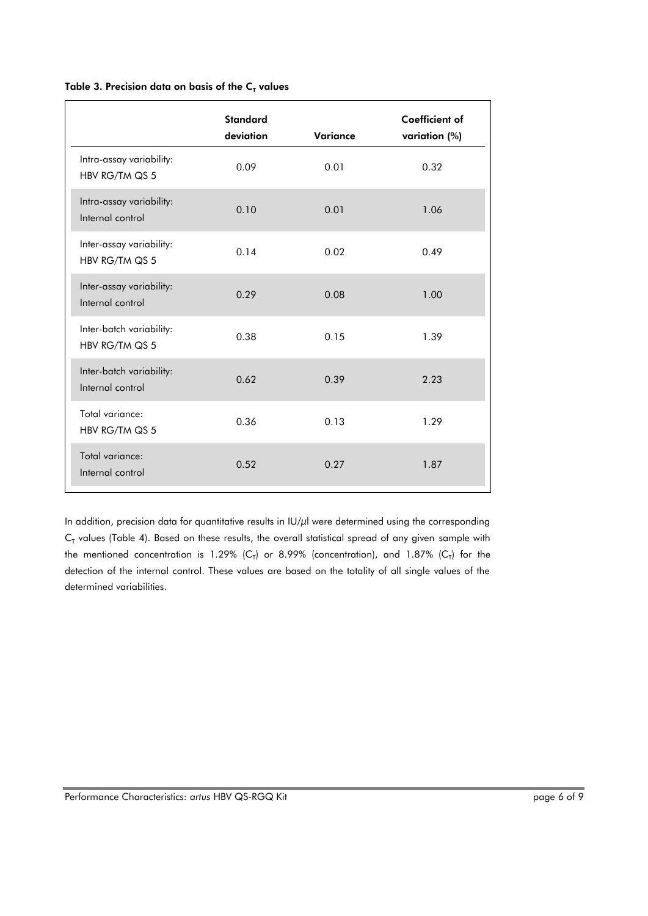**Table 3. Precision data on basis of the $C_T$ values**

| | Standard deviation | Variance | Coefficient of variation (%) |
|---|---|---|---|
| Intra-assay variability: HBV RG/TM QS 5 | 0.09 | 0.01 | 0.32 |
| Intra-assay variability: Internal control | 0.10 | 0.01 | 1.06 |
| Inter-assay variability: HBV RG/TM QS 5 | 0.14 | 0.02 | 0.49 |
| Inter-assay variability: Internal control | 0.29 | 0.08 | 1.00 |
| Inter-batch variability: HBV RG/TM QS 5 | 0.38 | 0.15 | 1.39 |
| Inter-batch variability: Internal control | 0.62 | 0.39 | 2.23 |
| Total variance: HBV RG/TM QS 5 | 0.36 | 0.13 | 1.29 |
| Total variance: Internal control | 0.52 | 0.27 | 1.87 |

In addition, precision data for quantitative results in IU/µl were determined using the corresponding $C_T$ values (Table 4). Based on these results, the overall statistical spread of any given sample with the mentioned concentration is 1.29% ($C_T$) or 8.99% (concentration), and 1.87% ($C_T$) for the detection of the internal control. These values are based on the totality of all single values of the determined variabilities.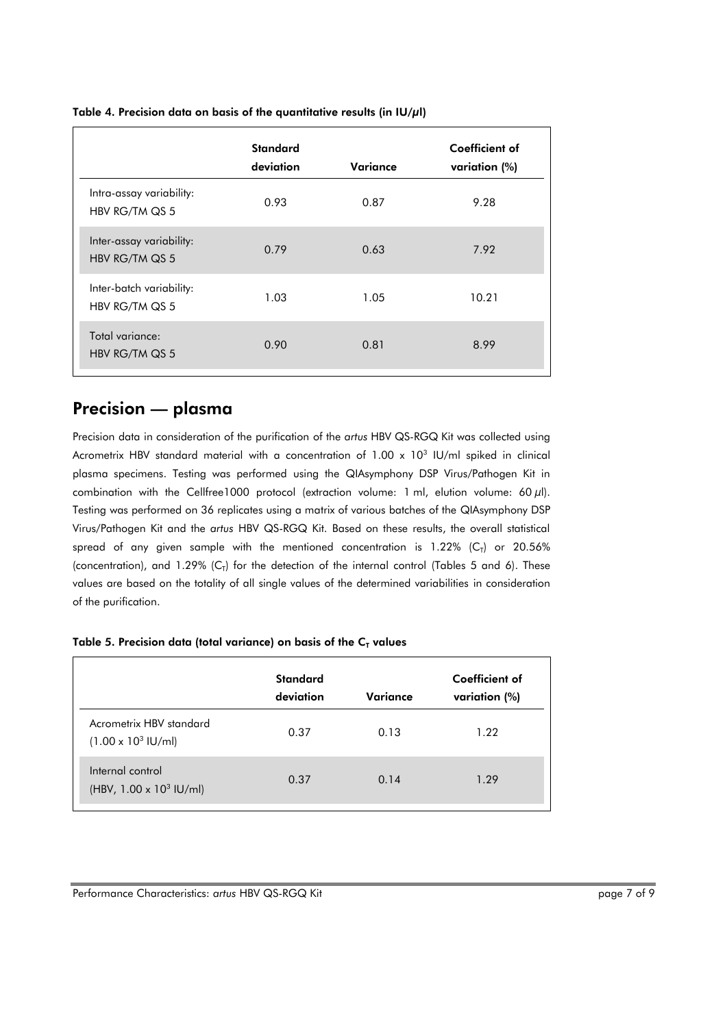**Table 4. Precision data on basis of the quantitative results (in IU/µl)**

| | Standard deviation | Variance | Coefficient of variation (%) |
|---|---|---|---|
| Intra-assay variability: HBV RG/TM QS 5 | 0.93 | 0.87 | 9.28 |
| Inter-assay variability: HBV RG/TM QS 5 | 0.79 | 0.63 | 7.92 |
| Inter-batch variability: HBV RG/TM QS 5 | 1.03 | 1.05 | 10.21 |
| Total variance: HBV RG/TM QS 5 | 0.90 | 0.81 | 8.99 |

## Precision — plasma

Precision data in consideration of the purification of the *artus* HBV QS-RGQ Kit was collected using Acrometrix HBV standard material with a concentration of $1.00 \times 10^3$ IU/ml spiked in clinical plasma specimens. Testing was performed using the QIAsymphony DSP Virus/Pathogen Kit in combination with the Cellfree1000 protocol (extraction volume: 1 ml, elution volume: 60 µl). Testing was performed on 36 replicates using a matrix of various batches of the QIAsymphony DSP Virus/Pathogen Kit and the *artus* HBV QS-RGQ Kit. Based on these results, the overall statistical spread of any given sample with the mentioned concentration is 1.22% ($C_T$) or 20.56% (concentration), and 1.29% ($C_T$) for the detection of the internal control (Tables 5 and 6). These values are based on the totality of all single values of the determined variabilities in consideration of the purification.

**Table 5. Precision data (total variance) on basis of the $C_T$ values**

| | Standard deviation | Variance | Coefficient of variation (%) |
|---|---|---|---|
| Acrometrix HBV standard ($1.00 \times 10^3$ IU/ml) | 0.37 | 0.13 | 1.22 |
| Internal control (HBV, $1.00 \times 10^3$ IU/ml) | 0.37 | 0.14 | 1.29 |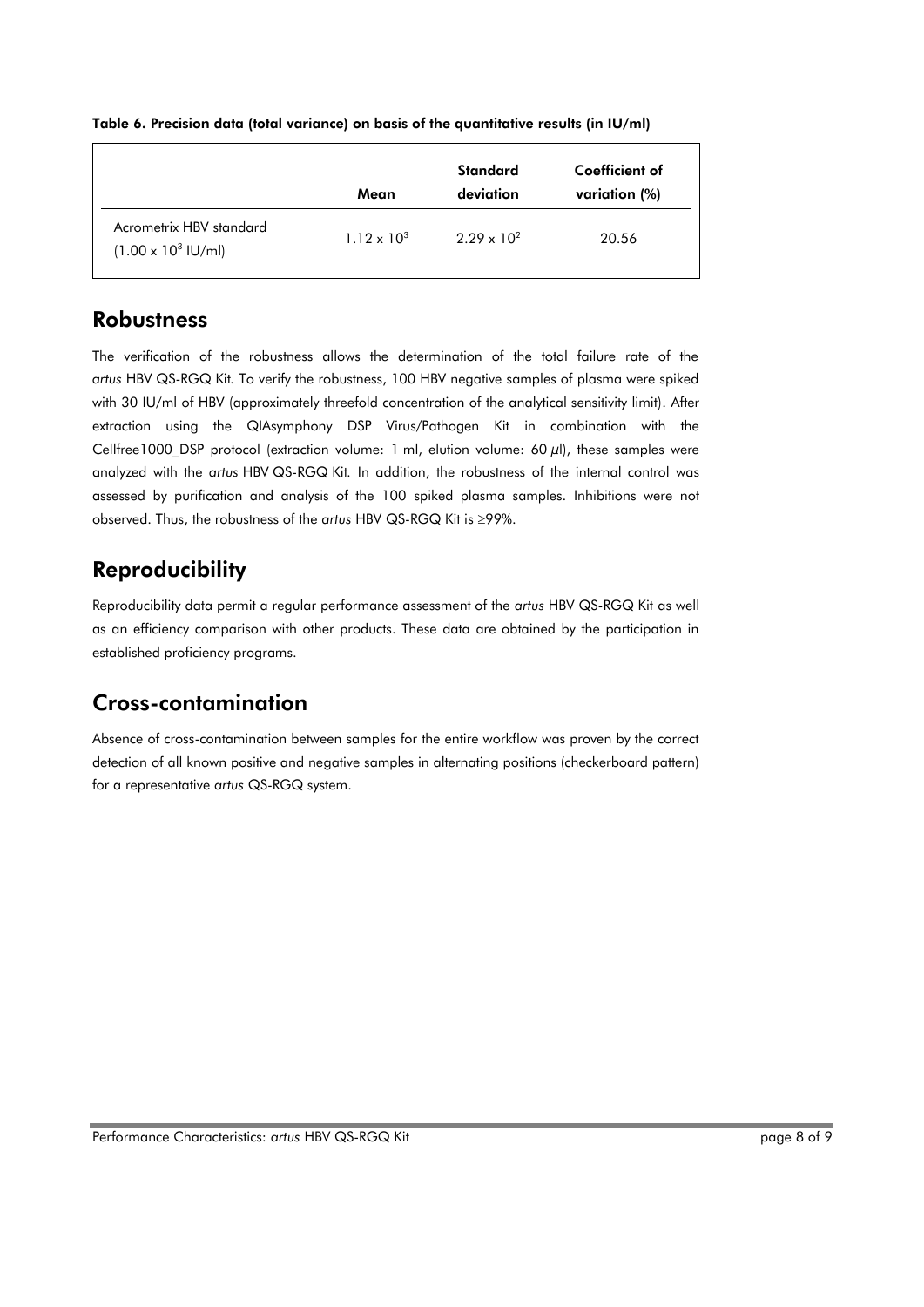**Table 6. Precision data (total variance) on basis of the quantitative results (in IU/ml)**

| | Mean | Standard deviation | Coefficient of variation (%) |
|---|---|---|---|
| Acrometrix HBV standard ($1.00 \times 10^3$ IU/ml) | $1.12 \times 10^3$ | $2.29 \times 10^2$ | 20.56 |

## Robustness

The verification of the robustness allows the determination of the total failure rate of the *artus* HBV QS-RGQ Kit. To verify the robustness, 100 HBV negative samples of plasma were spiked with 30 IU/ml of HBV (approximately threefold concentration of the analytical sensitivity limit). After extraction using the QIAsymphony DSP Virus/Pathogen Kit in combination with the Cellfree1000_DSP protocol (extraction volume: 1 ml, elution volume: 60 µl), these samples were analyzed with the *artus* HBV QS-RGQ Kit. In addition, the robustness of the internal control was assessed by purification and analysis of the 100 spiked plasma samples. Inhibitions were not observed. Thus, the robustness of the *artus* HBV QS-RGQ Kit is ≥99%.

## Reproducibility

Reproducibility data permit a regular performance assessment of the *artus* HBV QS-RGQ Kit as well as an efficiency comparison with other products. These data are obtained by the participation in established proficiency programs.

## Cross-contamination

Absence of cross-contamination between samples for the entire workflow was proven by the correct detection of all known positive and negative samples in alternating positions (checkerboard pattern) for a representative *artus* QS-RGQ system.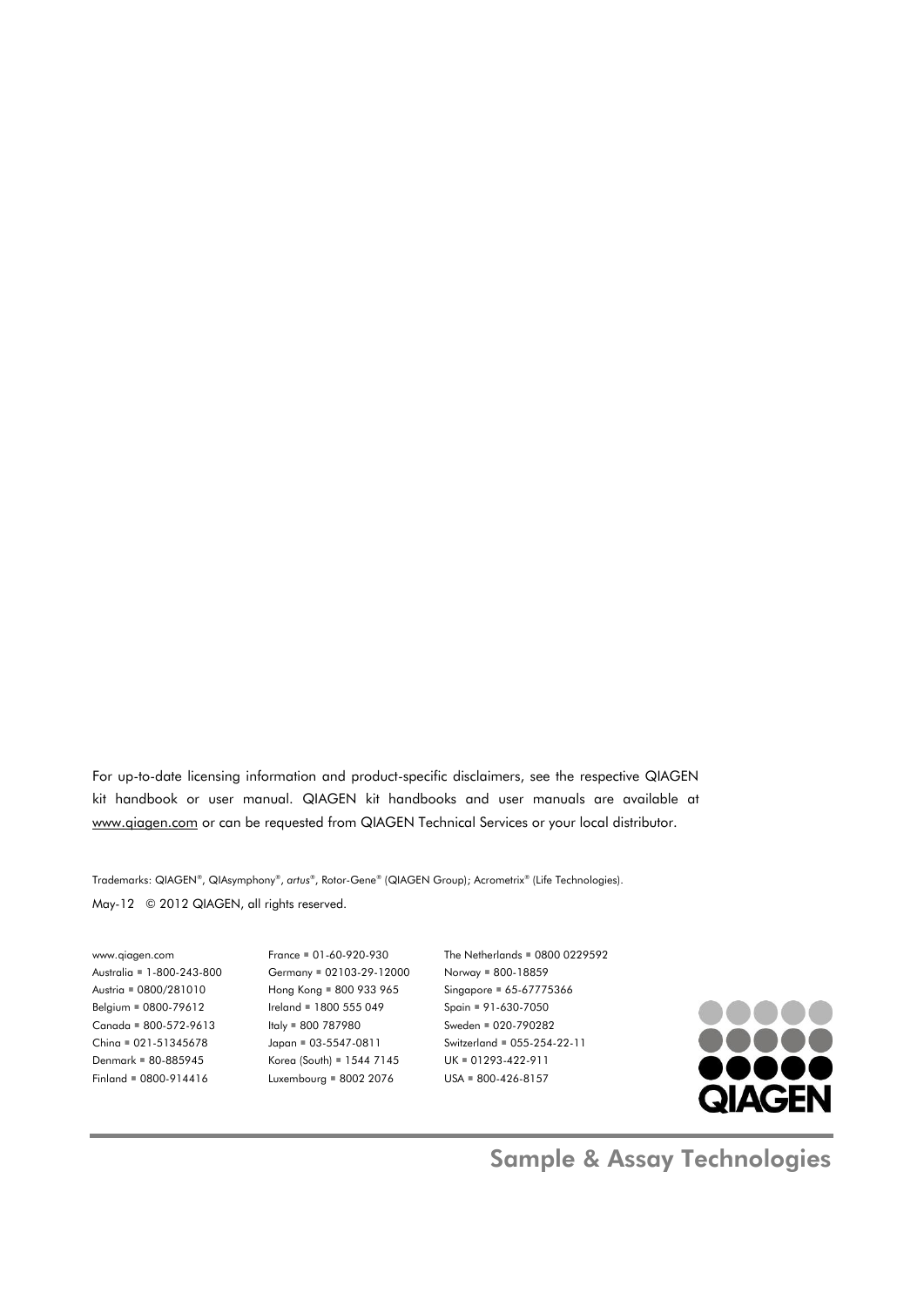For up-to-date licensing information and product-specific disclaimers, see the respective QIAGEN kit handbook or user manual. QIAGEN kit handbooks and user manuals are available at www.qiagen.com or can be requested from QIAGEN Technical Services or your local distributor.

Trademarks: QIAGEN®, QIAsymphony®, *artus*®, Rotor-Gene® (QIAGEN Group); Acrometrix® (Life Technologies).

May-12 © 2012 QIAGEN, all rights reserved.

www.qiagen.com
Australia ▪ 1-800-243-800
Austria ▪ 0800/281010
Belgium ▪ 0800-79612
Canada ▪ 800-572-9613
China ▪ 021-51345678
Denmark ▪ 80-885945
Finland ▪ 0800-914416
France ▪ 01-60-920-930
Germany ▪ 02103-29-12000
Hong Kong ▪ 800 933 965
Ireland ▪ 1800 555 049
Italy ▪ 800 787980
Japan ▪ 03-5547-0811
Korea (South) ▪ 1544 7145
Luxembourg ▪ 8002 2076
The Netherlands ▪ 0800 0229592
Norway ▪ 800-18859
Singapore ▪ 65-67775366
Spain ▪ 91-630-7050
Sweden ▪ 020-790282
Switzerland ▪ 055-254-22-11
UK ▪ 01293-422-911
USA ▪ 800-426-8157

QIAGEN

Sample & Assay Technologies